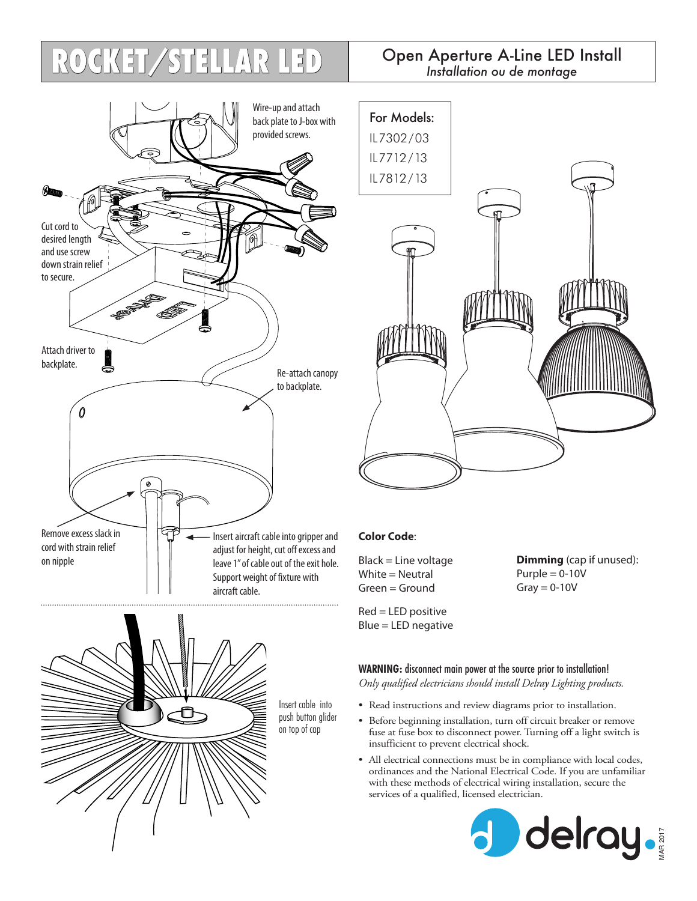# ROCKET/STELLAR LED

## Open Aperture A-Line LED Install

*Installation ou de montage*

Wire-up and attach back plate to J-box with provided screws.

Cut cord to desired length and use screw down strain relief to secure.

Attach driver to backplate.

Re-attach canopy to backplate.

Remove excess slack in cord with strain relief on nipple

Insert aircraft cable into gripper and adjust for height, cut off excess and leave 1" of cable out of the exit hole. Support weight of fixture with aircraft cable.

Insert cable into push button glider on top of cap

For Models:
IL7302/03
IL7712/13
IL7812/13

**Color Code**:

Black = Line voltage
White = Neutral
Green = Ground

Red = LED positive
Blue = LED negative

**Dimming** (cap if unused):
Purple = 0-10V
Gray = 0-10V

**WARNING: disconnect main power at the source prior to installation!**
*Only qualified electricians should install Delray Lighting products.*

- Read instructions and review diagrams prior to installation.
- Before beginning installation, turn off circuit breaker or remove fuse at fuse box to disconnect power. Turning off a light switch is insufficient to prevent electrical shock.
- All electrical connections must be in compliance with local codes, ordinances and the National Electrical Code. If you are unfamiliar with these methods of electrical wiring installation, secure the services of a qualified, licensed electrician.

delray.

MAR 2017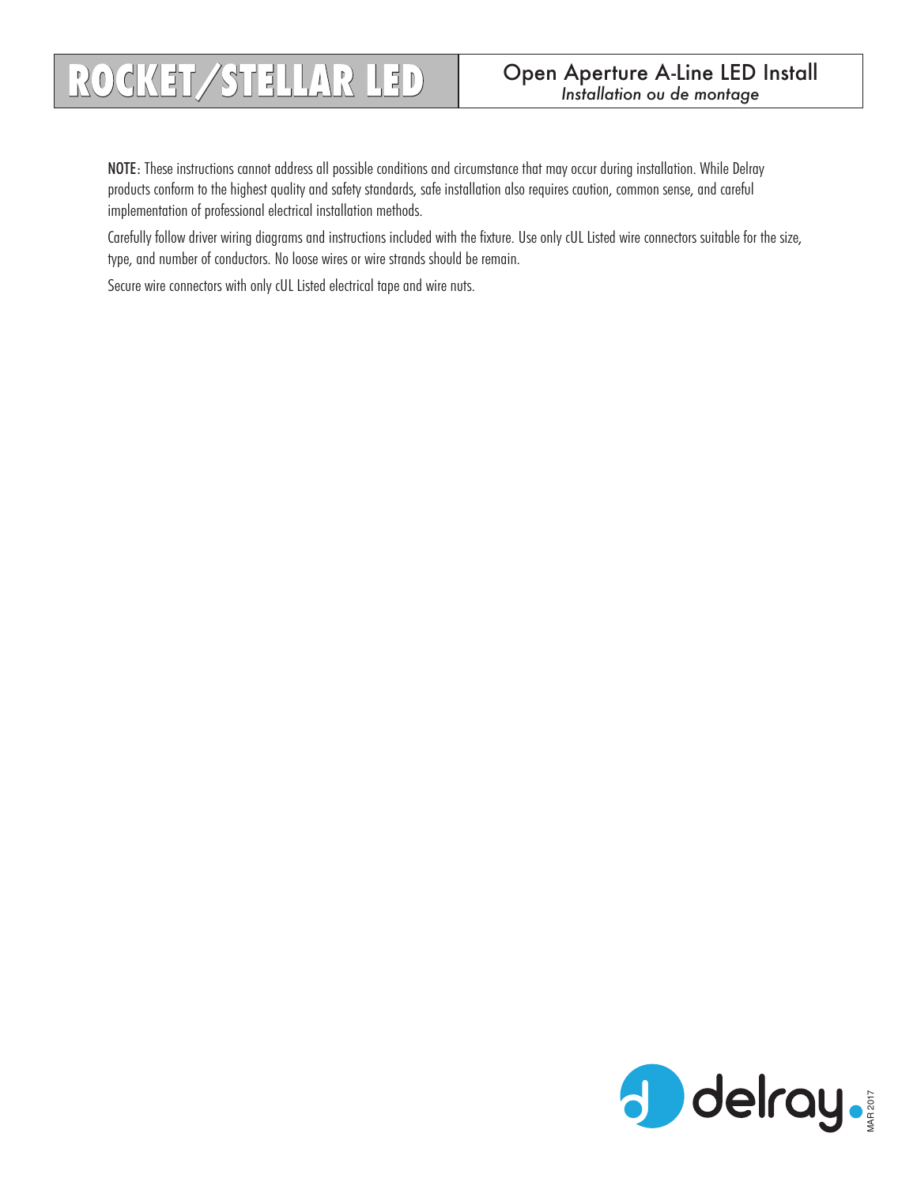**NOTE**: These instructions cannot address all possible conditions and circumstance that may occur during installation. While Delray products conform to the highest quality and safety standards, safe installation also requires caution, common sense, and careful implementation of professional electrical installation methods.

Carefully follow driver wiring diagrams and instructions included with the fixture. Use only cUL Listed wire connectors suitable for the size, type, and number of conductors. No loose wires or wire strands should be remain.

Secure wire connectors with only cUL Listed electrical tape and wire nuts.